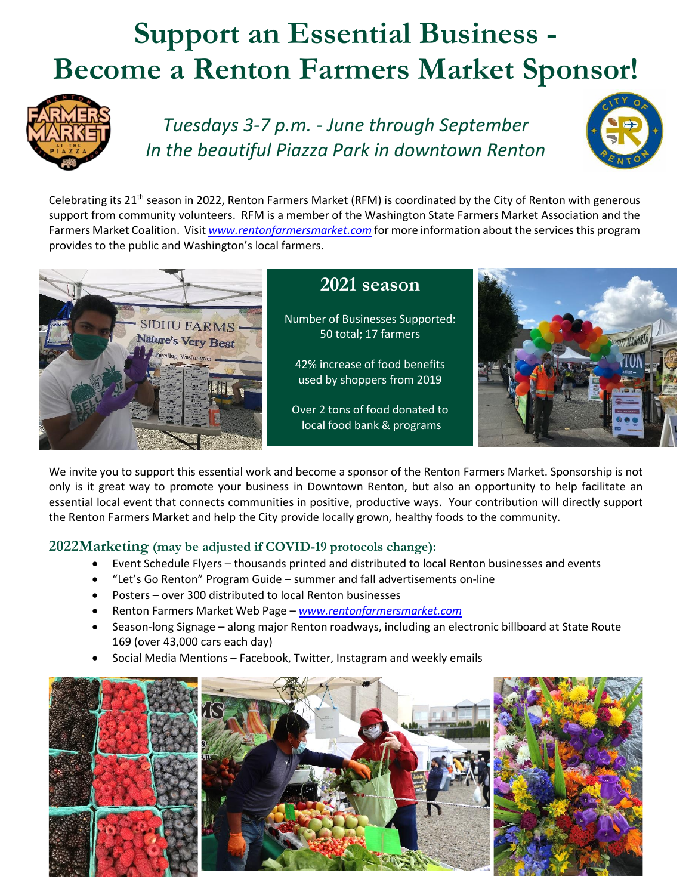# Support an Essential Business - Become a Renton Farmers Market Sponsor!

*Tuesdays 3-7 p.m. - June through September*
*In the beautiful Piazza Park in downtown Renton*

Celebrating its 21th season in 2022, Renton Farmers Market (RFM) is coordinated by the City of Renton with generous support from community volunteers. RFM is a member of the Washington State Farmers Market Association and the Farmers Market Coalition. Visit *www.rentonfarmersmarket.com* for more information about the services this program provides to the public and Washington's local farmers.

## 2021 season

Number of Businesses Supported: 50 total; 17 farmers

42% increase of food benefits used by shoppers from 2019

Over 2 tons of food donated to local food bank & programs

We invite you to support this essential work and become a sponsor of the Renton Farmers Market. Sponsorship is not only is it great way to promote your business in Downtown Renton, but also an opportunity to help facilitate an essential local event that connects communities in positive, productive ways. Your contribution will directly support the Renton Farmers Market and help the City provide locally grown, healthy foods to the community.

### 2022Marketing (may be adjusted if COVID-19 protocols change):

- Event Schedule Flyers – thousands printed and distributed to local Renton businesses and events
- "Let's Go Renton" Program Guide – summer and fall advertisements on-line
- Posters – over 300 distributed to local Renton businesses
- Renton Farmers Market Web Page – *www.rentonfarmersmarket.com*
- Season-long Signage – along major Renton roadways, including an electronic billboard at State Route 169 (over 43,000 cars each day)
- Social Media Mentions – Facebook, Twitter, Instagram and weekly emails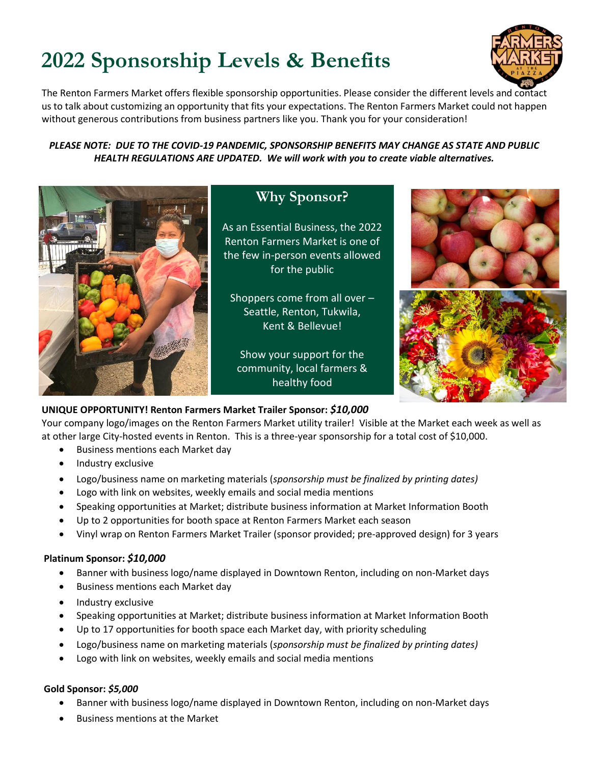# 2022 Sponsorship Levels & Benefits

The Renton Farmers Market offers flexible sponsorship opportunities. Please consider the different levels and contact us to talk about customizing an opportunity that fits your expectations. The Renton Farmers Market could not happen without generous contributions from business partners like you. Thank you for your consideration!

***PLEASE NOTE: DUE TO THE COVID-19 PANDEMIC, SPONSORSHIP BENEFITS MAY CHANGE AS STATE AND PUBLIC HEALTH REGULATIONS ARE UPDATED. We will work with you to create viable alternatives.***

## Why Sponsor?

As an Essential Business, the 2022 Renton Farmers Market is one of the few in-person events allowed for the public

Shoppers come from all over – Seattle, Renton, Tukwila, Kent & Bellevue!

Show your support for the community, local farmers & healthy food

**UNIQUE OPPORTUNITY! Renton Farmers Market Trailer Sponsor: *$10,000***

Your company logo/images on the Renton Farmers Market utility trailer! Visible at the Market each week as well as at other large City-hosted events in Renton. This is a three-year sponsorship for a total cost of $10,000.

- Business mentions each Market day
- Industry exclusive
- Logo/business name on marketing materials (*sponsorship must be finalized by printing dates)*
- Logo with link on websites, weekly emails and social media mentions
- Speaking opportunities at Market; distribute business information at Market Information Booth
- Up to 2 opportunities for booth space at Renton Farmers Market each season
- Vinyl wrap on Renton Farmers Market Trailer (sponsor provided; pre-approved design) for 3 years

**Platinum Sponsor: *$10,000***

- Banner with business logo/name displayed in Downtown Renton, including on non-Market days
- Business mentions each Market day
- Industry exclusive
- Speaking opportunities at Market; distribute business information at Market Information Booth
- Up to 17 opportunities for booth space each Market day, with priority scheduling
- Logo/business name on marketing materials (*sponsorship must be finalized by printing dates)*
- Logo with link on websites, weekly emails and social media mentions

**Gold Sponsor: *$5,000***

- Banner with business logo/name displayed in Downtown Renton, including on non-Market days
- Business mentions at the Market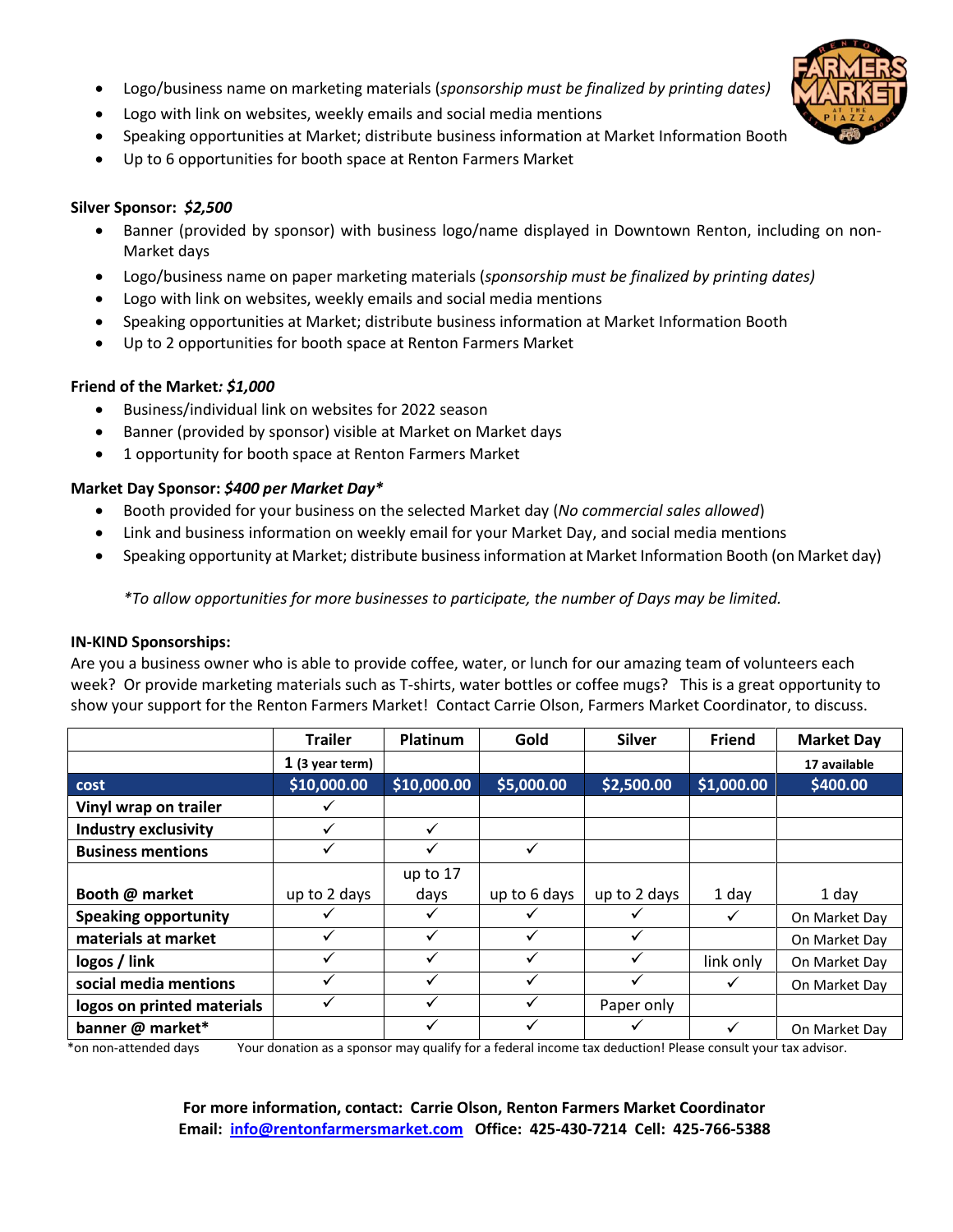- Logo/business name on marketing materials (*sponsorship must be finalized by printing dates)*
- Logo with link on websites, weekly emails and social media mentions
- Speaking opportunities at Market; distribute business information at Market Information Booth
- Up to 6 opportunities for booth space at Renton Farmers Market

**Silver Sponsor:** ***$2,500***

- Banner (provided by sponsor) with business logo/name displayed in Downtown Renton, including on non-Market days
- Logo/business name on paper marketing materials (*sponsorship must be finalized by printing dates)*
- Logo with link on websites, weekly emails and social media mentions
- Speaking opportunities at Market; distribute business information at Market Information Booth
- Up to 2 opportunities for booth space at Renton Farmers Market

**Friend of the Market*: $1,000***

- Business/individual link on websites for 2022 season
- Banner (provided by sponsor) visible at Market on Market days
- 1 opportunity for booth space at Renton Farmers Market

**Market Day Sponsor:** ***$400 per Market Day\****

- Booth provided for your business on the selected Market day (*No commercial sales allowed*)
- Link and business information on weekly email for your Market Day, and social media mentions
- Speaking opportunity at Market; distribute business information at Market Information Booth (on Market day)

*\*To allow opportunities for more businesses to participate, the number of Days may be limited.*

**IN-KIND Sponsorships:**

Are you a business owner who is able to provide coffee, water, or lunch for our amazing team of volunteers each week? Or provide marketing materials such as T-shirts, water bottles or coffee mugs? This is a great opportunity to show your support for the Renton Farmers Market! Contact Carrie Olson, Farmers Market Coordinator, to discuss.

| | Trailer | Platinum | Gold | Silver | Friend | Market Day |
|---|---|---|---|---|---|---|
| | 1 (3 year term) | | | | | 17 available |
| **cost** | $10,000.00 | $10,000.00 | $5,000.00 | $2,500.00 | $1,000.00 | $400.00 |
| **Vinyl wrap on trailer** | ✓ | | | | | |
| **Industry exclusivity** | ✓ | ✓ | | | | |
| **Business mentions** | ✓ | ✓ | ✓ | | | |
| **Booth @ market** | up to 2 days | up to 17 days | up to 6 days | up to 2 days | 1 day | 1 day |
| **Speaking opportunity** | ✓ | ✓ | ✓ | ✓ | ✓ | On Market Day |
| **materials at market** | ✓ | ✓ | ✓ | ✓ | | On Market Day |
| **logos / link** | ✓ | ✓ | ✓ | ✓ | link only | On Market Day |
| **social media mentions** | ✓ | ✓ | ✓ | ✓ | ✓ | On Market Day |
| **logos on printed materials** | ✓ | ✓ | ✓ | Paper only | | |
| **banner @ market\*** | | ✓ | ✓ | ✓ | ✓ | On Market Day |

\*on non-attended days Your donation as a sponsor may qualify for a federal income tax deduction! Please consult your tax advisor.

**For more information, contact: Carrie Olson, Renton Farmers Market Coordinator**
**Email: info@rentonfarmersmarket.com Office: 425-430-7214 Cell: 425-766-5388**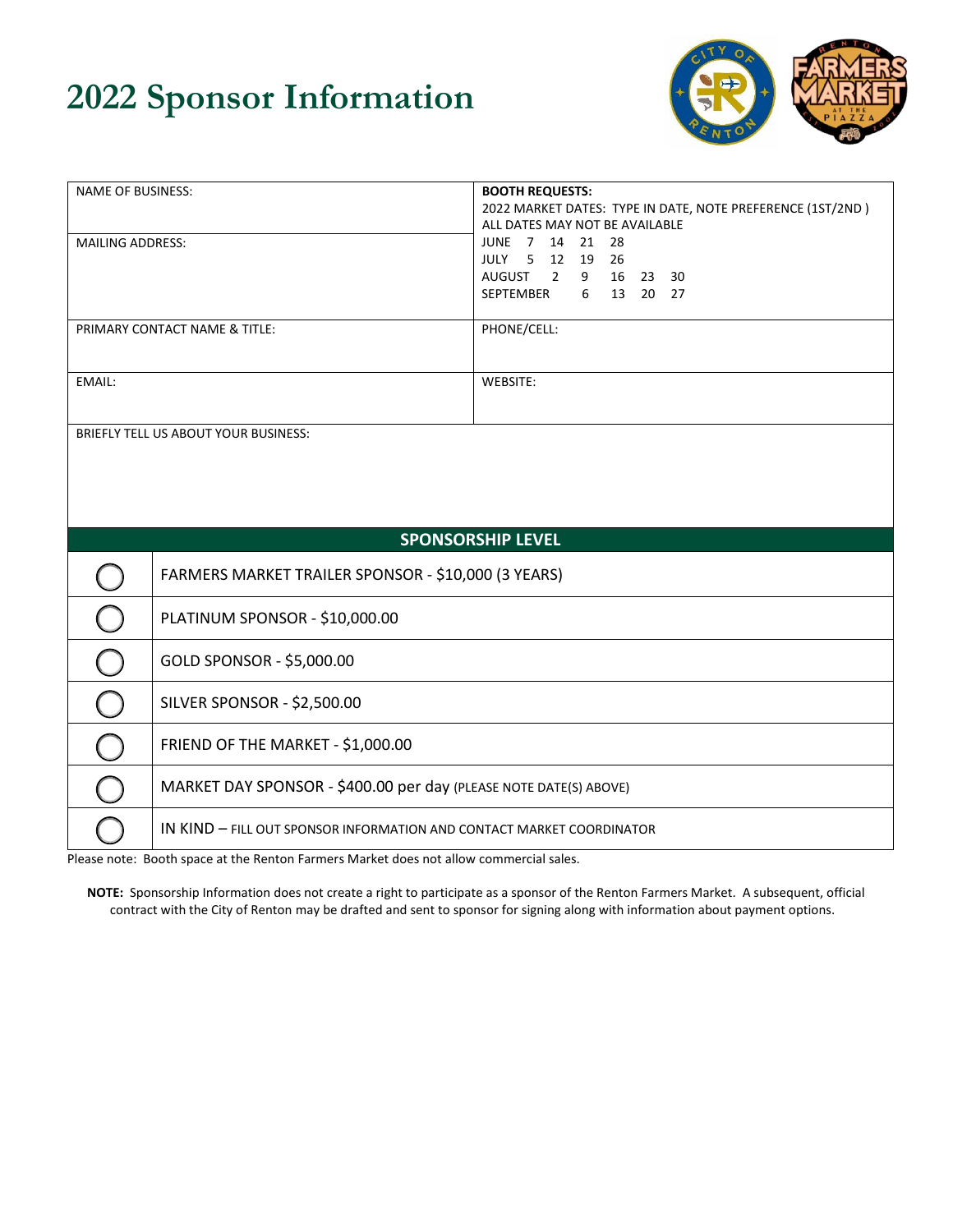# 2022 Sponsor Information

| NAME OF BUSINESS: | **BOOTH REQUESTS:** 2022 MARKET DATES: TYPE IN DATE, NOTE PREFERENCE (1ST/2ND ) ALL DATES MAY NOT BE AVAILABLE |
|---|---|
| MAILING ADDRESS: | JUNE 7 14 21 28<br>JULY 5 12 19 26<br>AUGUST 2 9 16 23 30<br>SEPTEMBER 6 13 20 27 |
| PRIMARY CONTACT NAME & TITLE: | PHONE/CELL: |
| EMAIL: | WEBSITE: |
| BRIEFLY TELL US ABOUT YOUR BUSINESS: | |

| | **SPONSORSHIP LEVEL** |
|---|---|
| ◯ | FARMERS MARKET TRAILER SPONSOR - $10,000 (3 YEARS) |
| ◯ | PLATINUM SPONSOR - $10,000.00 |
| ◯ | GOLD SPONSOR - $5,000.00 |
| ◯ | SILVER SPONSOR - $2,500.00 |
| ◯ | FRIEND OF THE MARKET - $1,000.00 |
| ◯ | MARKET DAY SPONSOR - $400.00 per day (PLEASE NOTE DATE(S) ABOVE) |
| ◯ | IN KIND – FILL OUT SPONSOR INFORMATION AND CONTACT MARKET COORDINATOR |

Please note: Booth space at the Renton Farmers Market does not allow commercial sales.

**NOTE:** Sponsorship Information does not create a right to participate as a sponsor of the Renton Farmers Market. A subsequent, official contract with the City of Renton may be drafted and sent to sponsor for signing along with information about payment options.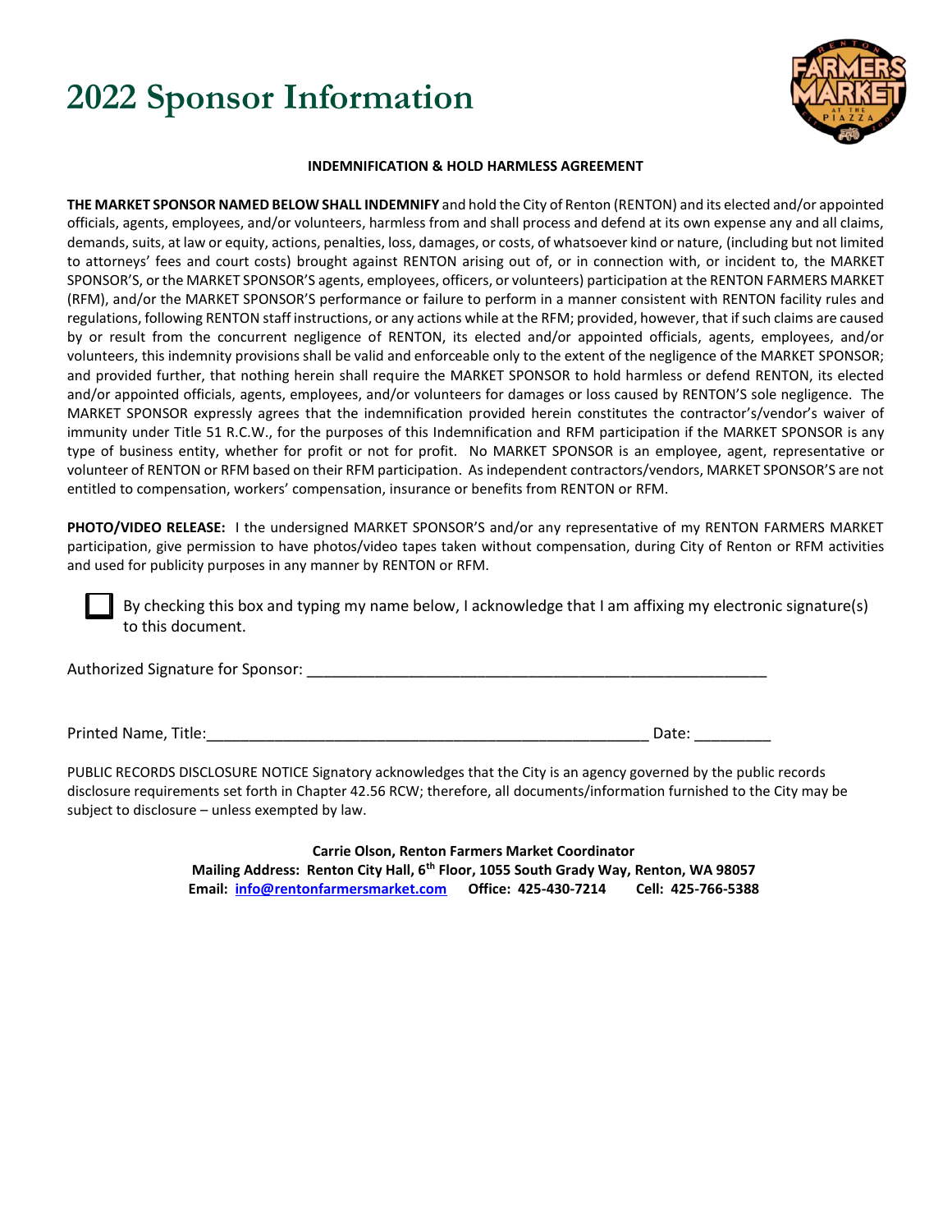# 2022 Sponsor Information

**INDEMNIFICATION & HOLD HARMLESS AGREEMENT**

**THE MARKET SPONSOR NAMED BELOW SHALL INDEMNIFY** and hold the City of Renton (RENTON) and its elected and/or appointed officials, agents, employees, and/or volunteers, harmless from and shall process and defend at its own expense any and all claims, demands, suits, at law or equity, actions, penalties, loss, damages, or costs, of whatsoever kind or nature, (including but not limited to attorneys' fees and court costs) brought against RENTON arising out of, or in connection with, or incident to, the MARKET SPONSOR'S, or the MARKET SPONSOR'S agents, employees, officers, or volunteers) participation at the RENTON FARMERS MARKET (RFM), and/or the MARKET SPONSOR'S performance or failure to perform in a manner consistent with RENTON facility rules and regulations, following RENTON staff instructions, or any actions while at the RFM; provided, however, that if such claims are caused by or result from the concurrent negligence of RENTON, its elected and/or appointed officials, agents, employees, and/or volunteers, this indemnity provisions shall be valid and enforceable only to the extent of the negligence of the MARKET SPONSOR; and provided further, that nothing herein shall require the MARKET SPONSOR to hold harmless or defend RENTON, its elected and/or appointed officials, agents, employees, and/or volunteers for damages or loss caused by RENTON'S sole negligence. The MARKET SPONSOR expressly agrees that the indemnification provided herein constitutes the contractor's/vendor's waiver of immunity under Title 51 R.C.W., for the purposes of this Indemnification and RFM participation if the MARKET SPONSOR is any type of business entity, whether for profit or not for profit. No MARKET SPONSOR is an employee, agent, representative or volunteer of RENTON or RFM based on their RFM participation. As independent contractors/vendors, MARKET SPONSOR'S are not entitled to compensation, workers' compensation, insurance or benefits from RENTON or RFM.

**PHOTO/VIDEO RELEASE:** I the undersigned MARKET SPONSOR'S and/or any representative of my RENTON FARMERS MARKET participation, give permission to have photos/video tapes taken without compensation, during City of Renton or RFM activities and used for publicity purposes in any manner by RENTON or RFM.

☐ By checking this box and typing my name below, I acknowledge that I am affixing my electronic signature(s) to this document.

Authorized Signature for Sponsor: _______________________________________________________

Printed Name, Title:_____________________________________________________ Date: _________

PUBLIC RECORDS DISCLOSURE NOTICE Signatory acknowledges that the City is an agency governed by the public records disclosure requirements set forth in Chapter 42.56 RCW; therefore, all documents/information furnished to the City may be subject to disclosure – unless exempted by law.

**Carrie Olson, Renton Farmers Market Coordinator**
**Mailing Address: Renton City Hall, 6th Floor, 1055 South Grady Way, Renton, WA 98057**
**Email: info@rentonfarmersmarket.com Office: 425-430-7214 Cell: 425-766-5388**